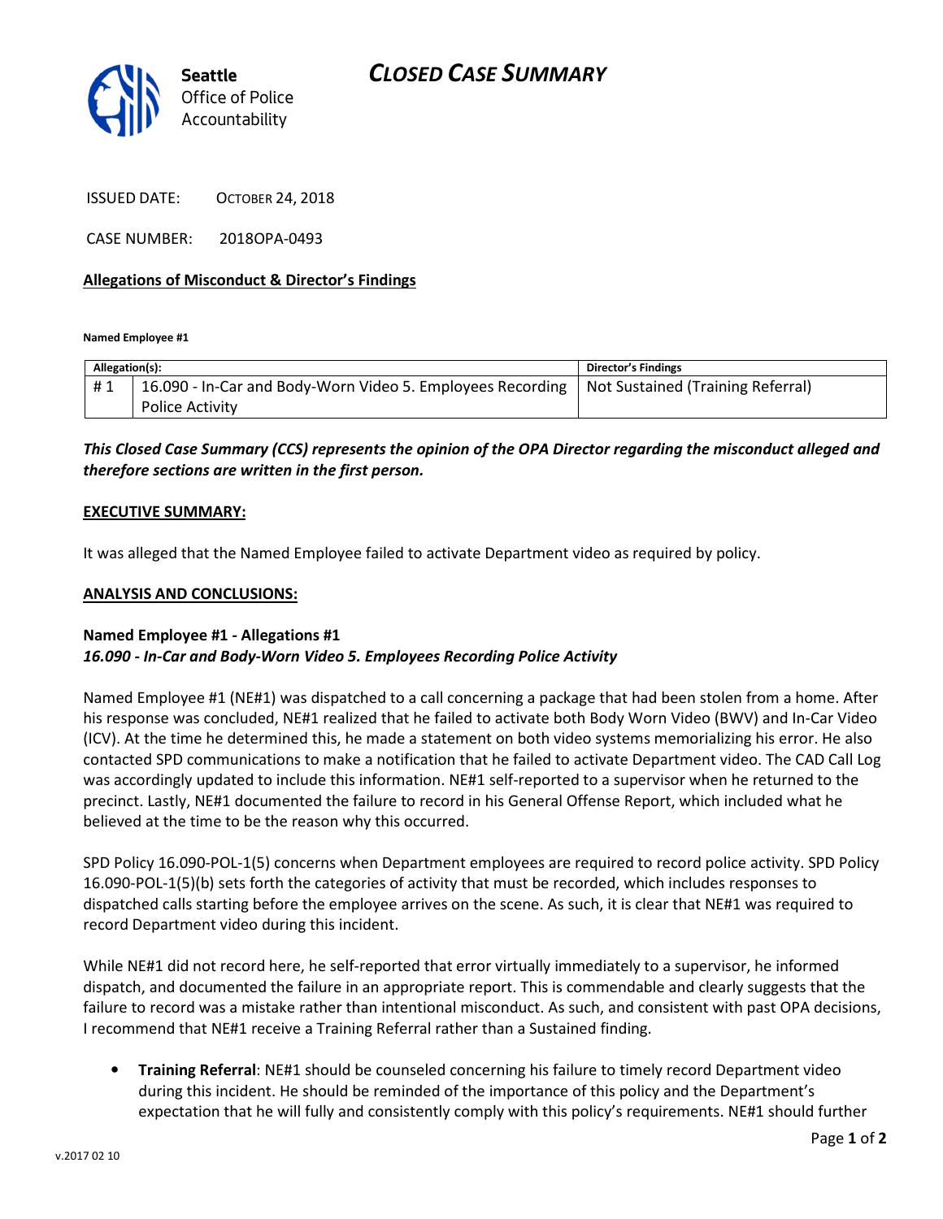Seattle Office of Police Accountability

# CLOSED CASE SUMMARY

ISSUED DATE: OCTOBER 24, 2018

CASE NUMBER: 2018OPA-0493

**Allegations of Misconduct & Director's Findings**

**Named Employee #1**

| Allegation(s): | | Director's Findings |
|---|---|---|
| # 1 | 16.090 - In-Car and Body-Worn Video 5. Employees Recording Police Activity | Not Sustained (Training Referral) |

***This Closed Case Summary (CCS) represents the opinion of the OPA Director regarding the misconduct alleged and therefore sections are written in the first person.***

**EXECUTIVE SUMMARY:**

It was alleged that the Named Employee failed to activate Department video as required by policy.

**ANALYSIS AND CONCLUSIONS:**

**Named Employee #1 - Allegations #1**
***16.090 - In-Car and Body-Worn Video 5. Employees Recording Police Activity***

Named Employee #1 (NE#1) was dispatched to a call concerning a package that had been stolen from a home. After his response was concluded, NE#1 realized that he failed to activate both Body Worn Video (BWV) and In-Car Video (ICV). At the time he determined this, he made a statement on both video systems memorializing his error. He also contacted SPD communications to make a notification that he failed to activate Department video. The CAD Call Log was accordingly updated to include this information. NE#1 self-reported to a supervisor when he returned to the precinct. Lastly, NE#1 documented the failure to record in his General Offense Report, which included what he believed at the time to be the reason why this occurred.

SPD Policy 16.090-POL-1(5) concerns when Department employees are required to record police activity. SPD Policy 16.090-POL-1(5)(b) sets forth the categories of activity that must be recorded, which includes responses to dispatched calls starting before the employee arrives on the scene. As such, it is clear that NE#1 was required to record Department video during this incident.

While NE#1 did not record here, he self-reported that error virtually immediately to a supervisor, he informed dispatch, and documented the failure in an appropriate report. This is commendable and clearly suggests that the failure to record was a mistake rather than intentional misconduct. As such, and consistent with past OPA decisions, I recommend that NE#1 receive a Training Referral rather than a Sustained finding.

- **Training Referral**: NE#1 should be counseled concerning his failure to timely record Department video during this incident. He should be reminded of the importance of this policy and the Department's expectation that he will fully and consistently comply with this policy's requirements. NE#1 should further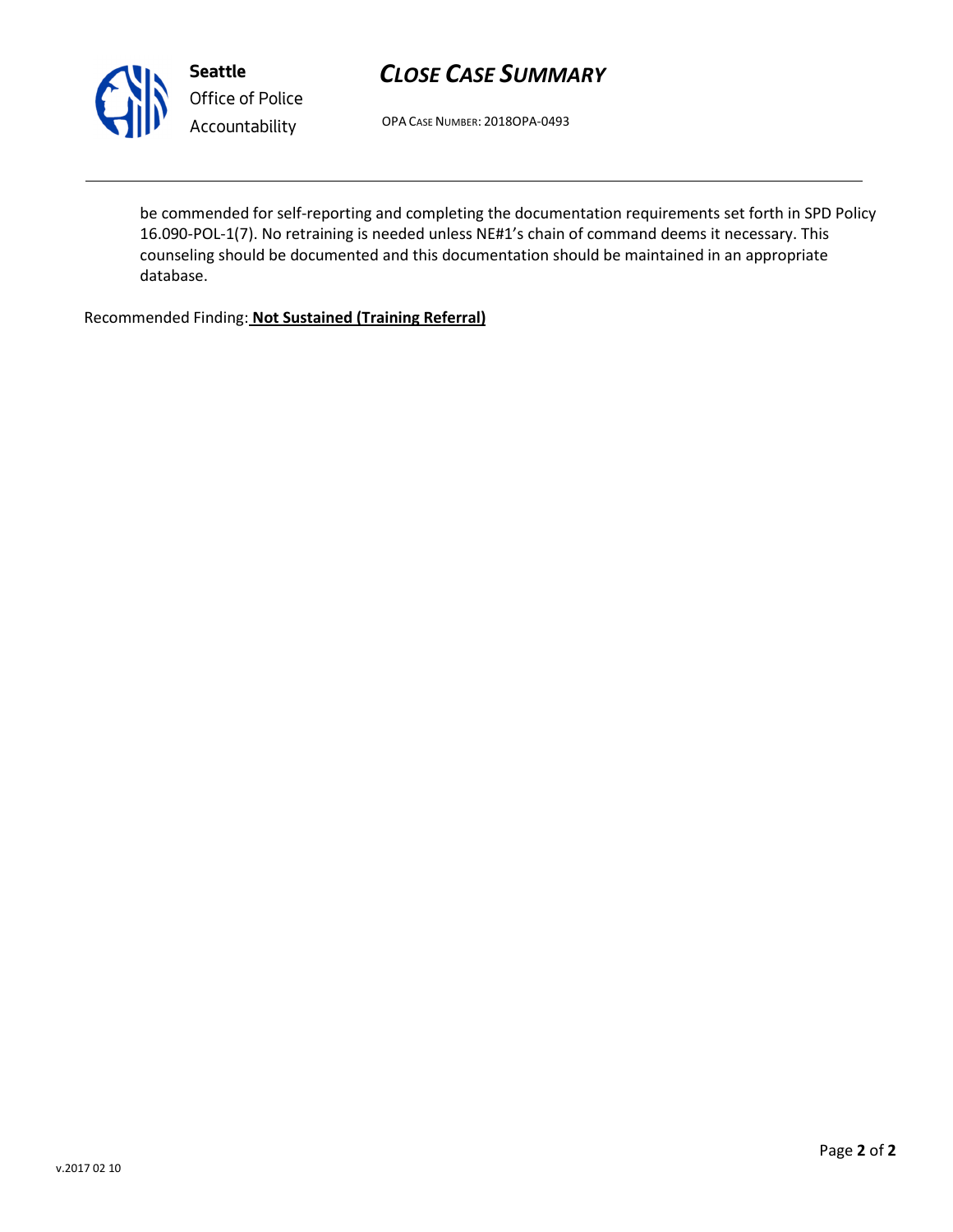be commended for self-reporting and completing the documentation requirements set forth in SPD Policy 16.090-POL-1(7). No retraining is needed unless NE#1's chain of command deems it necessary. This counseling should be documented and this documentation should be maintained in an appropriate database.

Recommended Finding: **Not Sustained (Training Referral)**